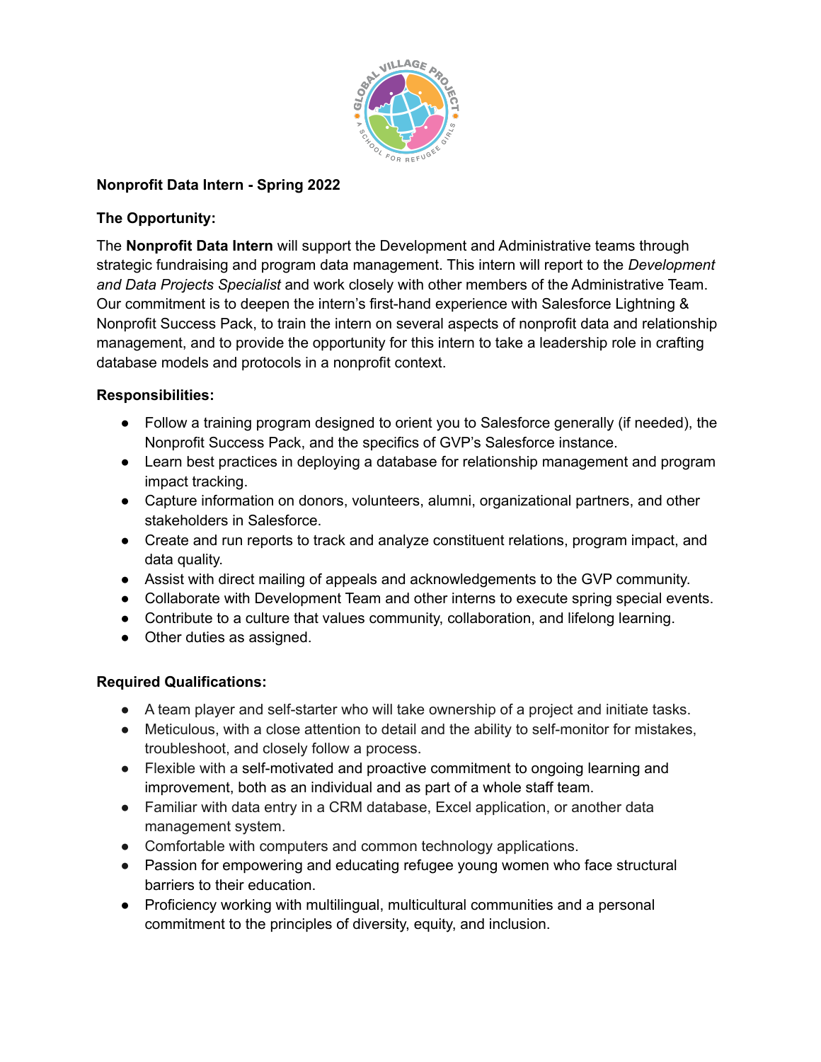**Nonprofit Data Intern - Spring 2022**

**The Opportunity:**

The **Nonprofit Data Intern** will support the Development and Administrative teams through strategic fundraising and program data management. This intern will report to the *Development and Data Projects Specialist* and work closely with other members of the Administrative Team. Our commitment is to deepen the intern's first-hand experience with Salesforce Lightning & Nonprofit Success Pack, to train the intern on several aspects of nonprofit data and relationship management, and to provide the opportunity for this intern to take a leadership role in crafting database models and protocols in a nonprofit context.

**Responsibilities:**

- Follow a training program designed to orient you to Salesforce generally (if needed), the Nonprofit Success Pack, and the specifics of GVP's Salesforce instance.
- Learn best practices in deploying a database for relationship management and program impact tracking.
- Capture information on donors, volunteers, alumni, organizational partners, and other stakeholders in Salesforce.
- Create and run reports to track and analyze constituent relations, program impact, and data quality.
- Assist with direct mailing of appeals and acknowledgements to the GVP community.
- Collaborate with Development Team and other interns to execute spring special events.
- Contribute to a culture that values community, collaboration, and lifelong learning.
- Other duties as assigned.

**Required Qualifications:**

- A team player and self-starter who will take ownership of a project and initiate tasks.
- Meticulous, with a close attention to detail and the ability to self-monitor for mistakes, troubleshoot, and closely follow a process.
- Flexible with a self-motivated and proactive commitment to ongoing learning and improvement, both as an individual and as part of a whole staff team.
- Familiar with data entry in a CRM database, Excel application, or another data management system.
- Comfortable with computers and common technology applications.
- Passion for empowering and educating refugee young women who face structural barriers to their education.
- Proficiency working with multilingual, multicultural communities and a personal commitment to the principles of diversity, equity, and inclusion.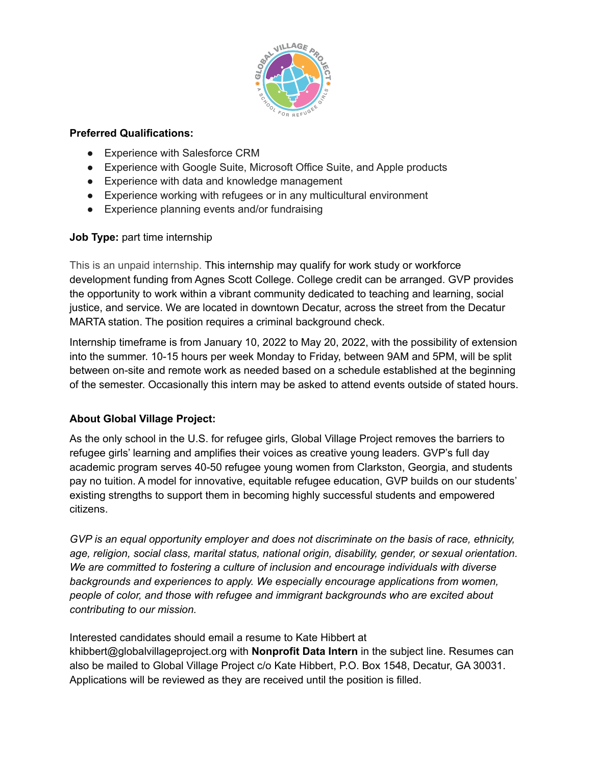**Preferred Qualifications:**

- Experience with Salesforce CRM
- Experience with Google Suite, Microsoft Office Suite, and Apple products
- Experience with data and knowledge management
- Experience working with refugees or in any multicultural environment
- Experience planning events and/or fundraising

**Job Type:** part time internship

This is an unpaid internship. This internship may qualify for work study or workforce development funding from Agnes Scott College. College credit can be arranged. GVP provides the opportunity to work within a vibrant community dedicated to teaching and learning, social justice, and service. We are located in downtown Decatur, across the street from the Decatur MARTA station. The position requires a criminal background check.

Internship timeframe is from January 10, 2022 to May 20, 2022, with the possibility of extension into the summer. 10-15 hours per week Monday to Friday, between 9AM and 5PM, will be split between on-site and remote work as needed based on a schedule established at the beginning of the semester. Occasionally this intern may be asked to attend events outside of stated hours.

**About Global Village Project:**

As the only school in the U.S. for refugee girls, Global Village Project removes the barriers to refugee girls' learning and amplifies their voices as creative young leaders. GVP's full day academic program serves 40-50 refugee young women from Clarkston, Georgia, and students pay no tuition. A model for innovative, equitable refugee education, GVP builds on our students' existing strengths to support them in becoming highly successful students and empowered citizens.

*GVP is an equal opportunity employer and does not discriminate on the basis of race, ethnicity, age, religion, social class, marital status, national origin, disability, gender, or sexual orientation. We are committed to fostering a culture of inclusion and encourage individuals with diverse backgrounds and experiences to apply. We especially encourage applications from women, people of color, and those with refugee and immigrant backgrounds who are excited about contributing to our mission.*

Interested candidates should email a resume to Kate Hibbert at khibbert@globalvillageproject.org with **Nonprofit Data Intern** in the subject line. Resumes can also be mailed to Global Village Project c/o Kate Hibbert, P.O. Box 1548, Decatur, GA 30031. Applications will be reviewed as they are received until the position is filled.